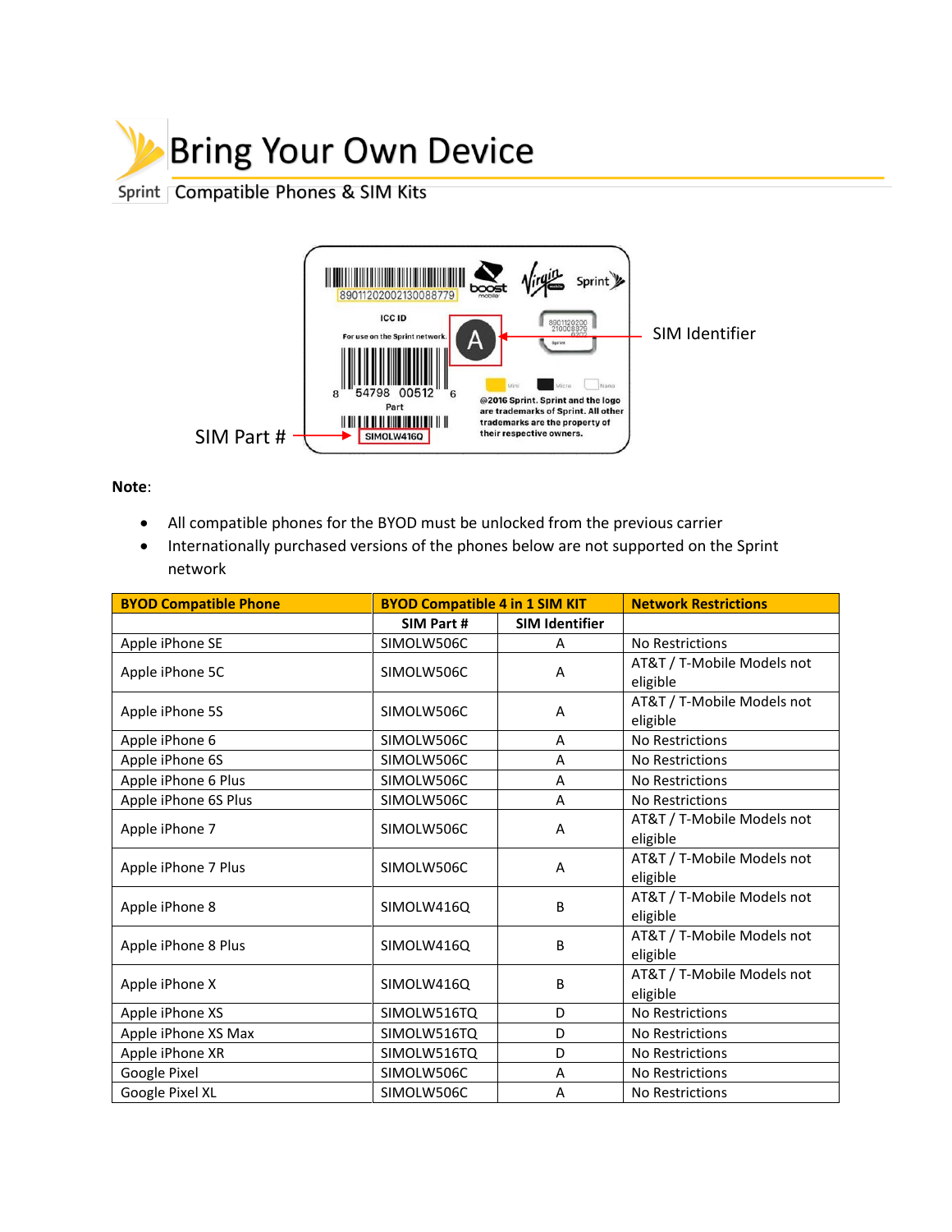# Bring Your Own Device

Sprint Compatible Phones & SIM Kits

SIM Identifier

SIM Part #

**Note**:

- All compatible phones for the BYOD must be unlocked from the previous carrier
- Internationally purchased versions of the phones below are not supported on the Sprint network

| BYOD Compatible Phone | BYOD Compatible 4 in 1 SIM KIT | | Network Restrictions |
|---|---|---|---|
| | SIM Part # | SIM Identifier | |
| Apple iPhone SE | SIMOLW506C | A | No Restrictions |
| Apple iPhone 5C | SIMOLW506C | A | AT&T / T-Mobile Models not eligible |
| Apple iPhone 5S | SIMOLW506C | A | AT&T / T-Mobile Models not eligible |
| Apple iPhone 6 | SIMOLW506C | A | No Restrictions |
| Apple iPhone 6S | SIMOLW506C | A | No Restrictions |
| Apple iPhone 6 Plus | SIMOLW506C | A | No Restrictions |
| Apple iPhone 6S Plus | SIMOLW506C | A | No Restrictions |
| Apple iPhone 7 | SIMOLW506C | A | AT&T / T-Mobile Models not eligible |
| Apple iPhone 7 Plus | SIMOLW506C | A | AT&T / T-Mobile Models not eligible |
| Apple iPhone 8 | SIMOLW416Q | B | AT&T / T-Mobile Models not eligible |
| Apple iPhone 8 Plus | SIMOLW416Q | B | AT&T / T-Mobile Models not eligible |
| Apple iPhone X | SIMOLW416Q | B | AT&T / T-Mobile Models not eligible |
| Apple iPhone XS | SIMOLW516TQ | D | No Restrictions |
| Apple iPhone XS Max | SIMOLW516TQ | D | No Restrictions |
| Apple iPhone XR | SIMOLW516TQ | D | No Restrictions |
| Google Pixel | SIMOLW506C | A | No Restrictions |
| Google Pixel XL | SIMOLW506C | A | No Restrictions |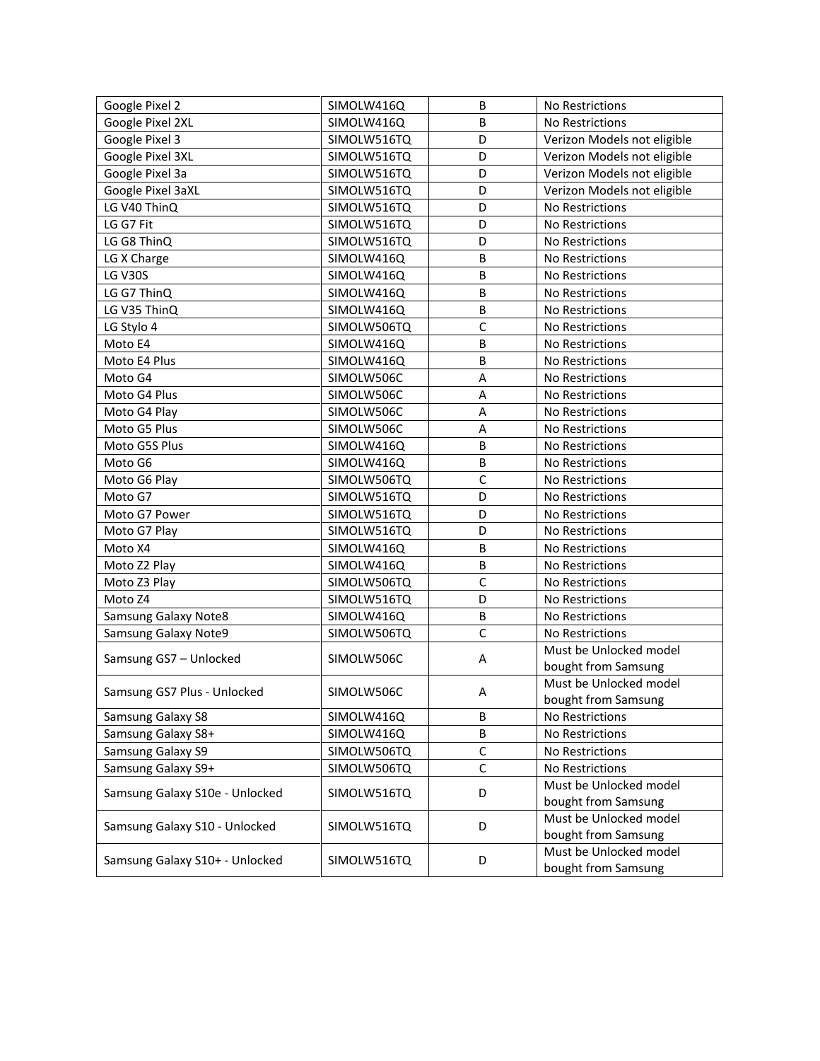| | | | |
|---|---|---|---|
| Google Pixel 2 | SIMOLW416Q | B | No Restrictions |
| Google Pixel 2XL | SIMOLW416Q | B | No Restrictions |
| Google Pixel 3 | SIMOLW516TQ | D | Verizon Models not eligible |
| Google Pixel 3XL | SIMOLW516TQ | D | Verizon Models not eligible |
| Google Pixel 3a | SIMOLW516TQ | D | Verizon Models not eligible |
| Google Pixel 3aXL | SIMOLW516TQ | D | Verizon Models not eligible |
| LG V40 ThinQ | SIMOLW516TQ | D | No Restrictions |
| LG G7 Fit | SIMOLW516TQ | D | No Restrictions |
| LG G8 ThinQ | SIMOLW516TQ | D | No Restrictions |
| LG X Charge | SIMOLW416Q | B | No Restrictions |
| LG V30S | SIMOLW416Q | B | No Restrictions |
| LG G7 ThinQ | SIMOLW416Q | B | No Restrictions |
| LG V35 ThinQ | SIMOLW416Q | B | No Restrictions |
| LG Stylo 4 | SIMOLW506TQ | C | No Restrictions |
| Moto E4 | SIMOLW416Q | B | No Restrictions |
| Moto E4 Plus | SIMOLW416Q | B | No Restrictions |
| Moto G4 | SIMOLW506C | A | No Restrictions |
| Moto G4 Plus | SIMOLW506C | A | No Restrictions |
| Moto G4 Play | SIMOLW506C | A | No Restrictions |
| Moto G5 Plus | SIMOLW506C | A | No Restrictions |
| Moto G5S Plus | SIMOLW416Q | B | No Restrictions |
| Moto G6 | SIMOLW416Q | B | No Restrictions |
| Moto G6 Play | SIMOLW506TQ | C | No Restrictions |
| Moto G7 | SIMOLW516TQ | D | No Restrictions |
| Moto G7 Power | SIMOLW516TQ | D | No Restrictions |
| Moto G7 Play | SIMOLW516TQ | D | No Restrictions |
| Moto X4 | SIMOLW416Q | B | No Restrictions |
| Moto Z2 Play | SIMOLW416Q | B | No Restrictions |
| Moto Z3 Play | SIMOLW506TQ | C | No Restrictions |
| Moto Z4 | SIMOLW516TQ | D | No Restrictions |
| Samsung Galaxy Note8 | SIMOLW416Q | B | No Restrictions |
| Samsung Galaxy Note9 | SIMOLW506TQ | C | No Restrictions |
| Samsung GS7 – Unlocked | SIMOLW506C | A | Must be Unlocked model bought from Samsung |
| Samsung GS7 Plus - Unlocked | SIMOLW506C | A | Must be Unlocked model bought from Samsung |
| Samsung Galaxy S8 | SIMOLW416Q | B | No Restrictions |
| Samsung Galaxy S8+ | SIMOLW416Q | B | No Restrictions |
| Samsung Galaxy S9 | SIMOLW506TQ | C | No Restrictions |
| Samsung Galaxy S9+ | SIMOLW506TQ | C | No Restrictions |
| Samsung Galaxy S10e - Unlocked | SIMOLW516TQ | D | Must be Unlocked model bought from Samsung |
| Samsung Galaxy S10 - Unlocked | SIMOLW516TQ | D | Must be Unlocked model bought from Samsung |
| Samsung Galaxy S10+ - Unlocked | SIMOLW516TQ | D | Must be Unlocked model bought from Samsung |